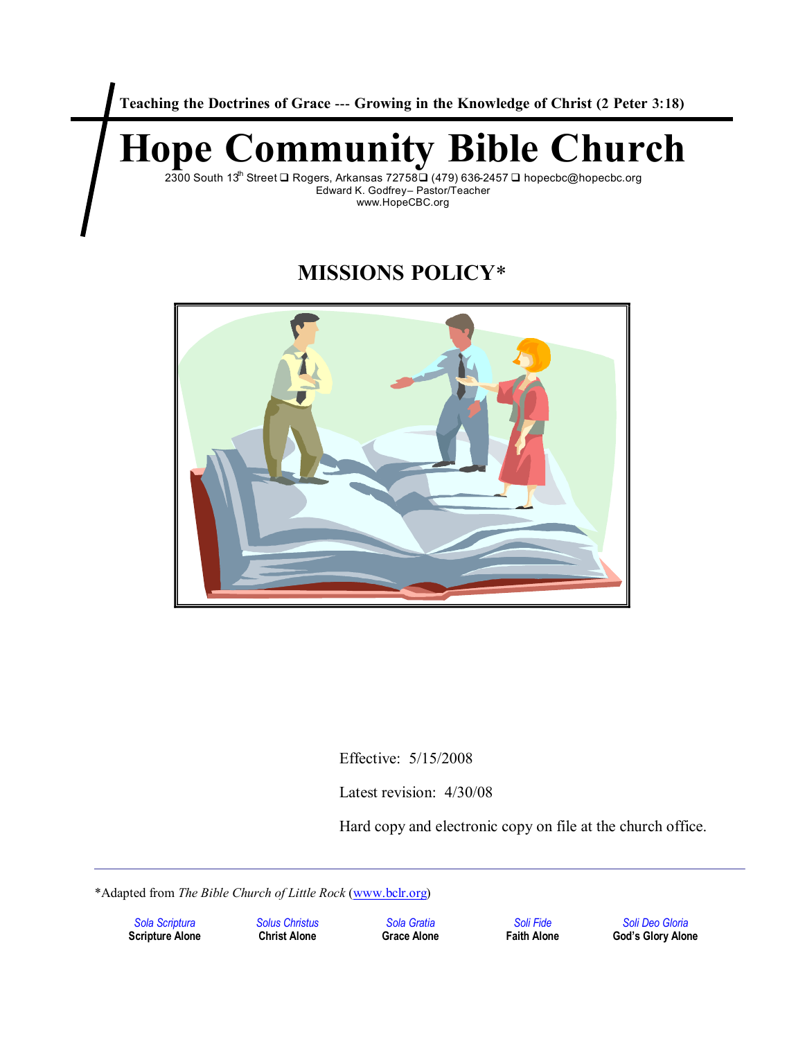Teaching the Doctrines of Grace --- Growing in the Knowledge of Christ (2 Peter 3:18)

# Hope Community Bible Church

2300 South 13th Street ❑ Rogers, Arkansas 72758❑ (479) 636-2457 ❑ hopecbc@hopecbc.org
Edward K. Godfrey– Pastor/Teacher
www.HopeCBC.org

## MISSIONS POLICY*

Effective: 5/15/2008

Latest revision: 4/30/08

Hard copy and electronic copy on file at the church office.

---

*Adapted from *The Bible Church of Little Rock* (www.bclr.org)

| *Sola Scriptura* | *Solus Christus* | *Sola Gratia* | *Soli Fide* | *Soli Deo Gloria* |
|---|---|---|---|---|
| **Scripture Alone** | **Christ Alone** | **Grace Alone** | **Faith Alone** | **God's Glory Alone** |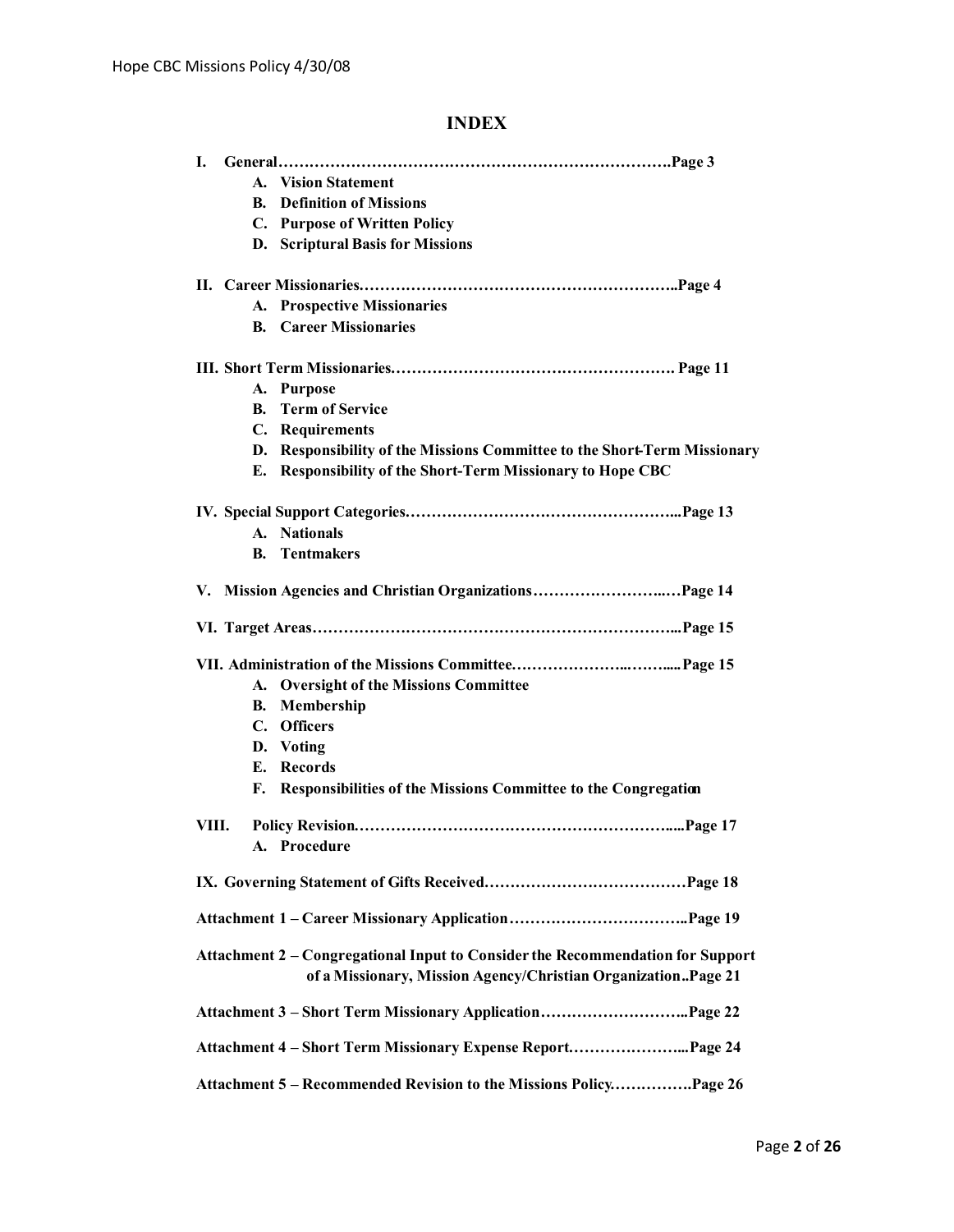# INDEX

**I. General……………………………………………………………………Page 3**
- **A. Vision Statement**
- **B. Definition of Missions**
- **C. Purpose of Written Policy**
- **D. Scriptural Basis for Missions**

**II. Career Missionaries……………………………………………………..Page 4**
- **A. Prospective Missionaries**
- **B. Career Missionaries**

**III. Short Term Missionaries………………………………………………. Page 11**
- **A. Purpose**
- **B. Term of Service**
- **C. Requirements**
- **D. Responsibility of the Missions Committee to the Short-Term Missionary**
- **E. Responsibility of the Short-Term Missionary to Hope CBC**

**IV. Special Support Categories……………………………………………...Page 13**
- **A. Nationals**
- **B. Tentmakers**

**V. Mission Agencies and Christian Organizations……………………..…Page 14**

**VI. Target Areas……………………………………………………………...Page 15**

**VII. Administration of the Missions Committee………………...……....Page 15**
- **A. Oversight of the Missions Committee**
- **B. Membership**
- **C. Officers**
- **D. Voting**
- **E. Records**
- **F. Responsibilities of the Missions Committee to the Congregation**

**VIII. Policy Revision……………………………………………………......Page 17**
- **A. Procedure**

**IX. Governing Statement of Gifts Received…………………………………Page 18**

**Attachment 1 – Career Missionary Application……………………………..Page 19**

**Attachment 2 – Congregational Input to Consider the Recommendation for Support of a Missionary, Mission Agency/Christian Organization..Page 21**

**Attachment 3 – Short Term Missionary Application………………………..Page 22**

**Attachment 4 – Short Term Missionary Expense Report…………………...Page 24**

**Attachment 5 – Recommended Revision to the Missions Policy…….……….Page 26**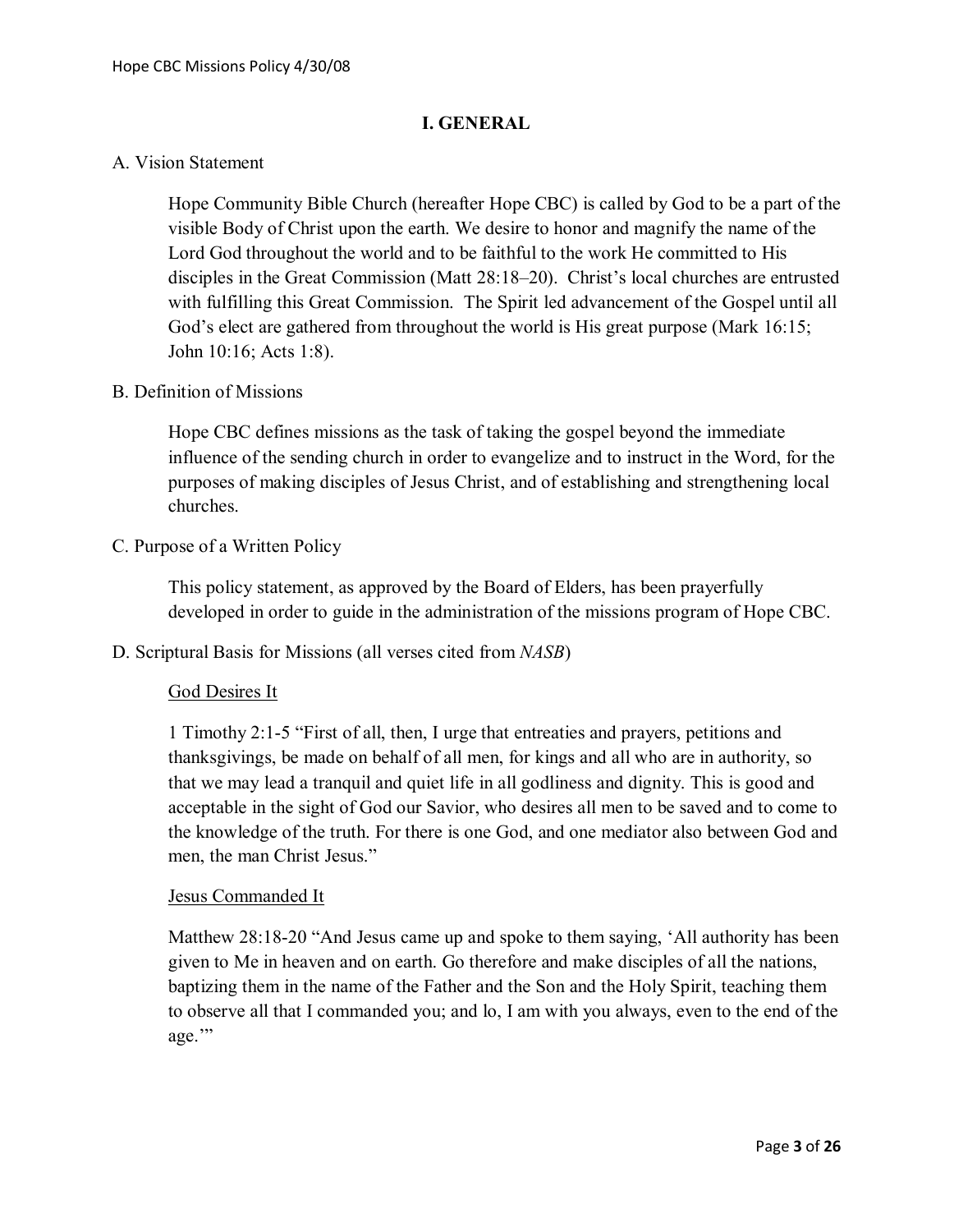# I. GENERAL

A. Vision Statement

Hope Community Bible Church (hereafter Hope CBC) is called by God to be a part of the visible Body of Christ upon the earth. We desire to honor and magnify the name of the Lord God throughout the world and to be faithful to the work He committed to His disciples in the Great Commission (Matt 28:18–20). Christ's local churches are entrusted with fulfilling this Great Commission. The Spirit led advancement of the Gospel until all God's elect are gathered from throughout the world is His great purpose (Mark 16:15; John 10:16; Acts 1:8).

B. Definition of Missions

Hope CBC defines missions as the task of taking the gospel beyond the immediate influence of the sending church in order to evangelize and to instruct in the Word, for the purposes of making disciples of Jesus Christ, and of establishing and strengthening local churches.

C. Purpose of a Written Policy

This policy statement, as approved by the Board of Elders, has been prayerfully developed in order to guide in the administration of the missions program of Hope CBC.

D. Scriptural Basis for Missions (all verses cited from *NASB*)

<u>God Desires It</u>

1 Timothy 2:1-5 "First of all, then, I urge that entreaties and prayers, petitions and thanksgivings, be made on behalf of all men, for kings and all who are in authority, so that we may lead a tranquil and quiet life in all godliness and dignity. This is good and acceptable in the sight of God our Savior, who desires all men to be saved and to come to the knowledge of the truth. For there is one God, and one mediator also between God and men, the man Christ Jesus."

<u>Jesus Commanded It</u>

Matthew 28:18-20 "And Jesus came up and spoke to them saying, 'All authority has been given to Me in heaven and on earth. Go therefore and make disciples of all the nations, baptizing them in the name of the Father and the Son and the Holy Spirit, teaching them to observe all that I commanded you; and lo, I am with you always, even to the end of the age.'"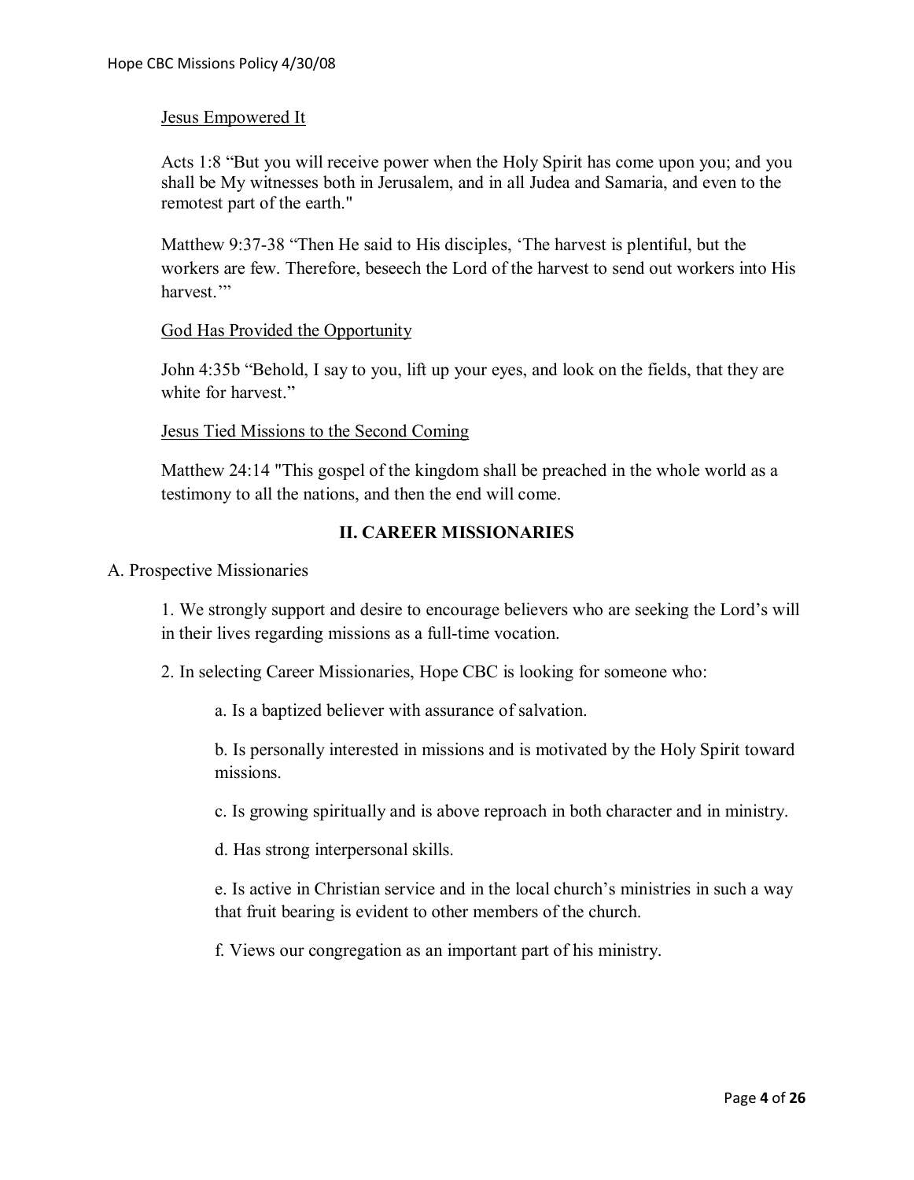Jesus Empowered It

Acts 1:8 “But you will receive power when the Holy Spirit has come upon you; and you shall be My witnesses both in Jerusalem, and in all Judea and Samaria, and even to the remotest part of the earth."

Matthew 9:37-38 “Then He said to His disciples, ‘The harvest is plentiful, but the workers are few. Therefore, beseech the Lord of the harvest to send out workers into His harvest.’”

God Has Provided the Opportunity

John 4:35b “Behold, I say to you, lift up your eyes, and look on the fields, that they are white for harvest.”

Jesus Tied Missions to the Second Coming

Matthew 24:14 "This gospel of the kingdom shall be preached in the whole world as a testimony to all the nations, and then the end will come.

## II. CAREER MISSIONARIES

A. Prospective Missionaries

1. We strongly support and desire to encourage believers who are seeking the Lord’s will in their lives regarding missions as a full-time vocation.

2. In selecting Career Missionaries, Hope CBC is looking for someone who:

   a. Is a baptized believer with assurance of salvation.

   b. Is personally interested in missions and is motivated by the Holy Spirit toward missions.

   c. Is growing spiritually and is above reproach in both character and in ministry.

   d. Has strong interpersonal skills.

   e. Is active in Christian service and in the local church’s ministries in such a way that fruit bearing is evident to other members of the church.

   f. Views our congregation as an important part of his ministry.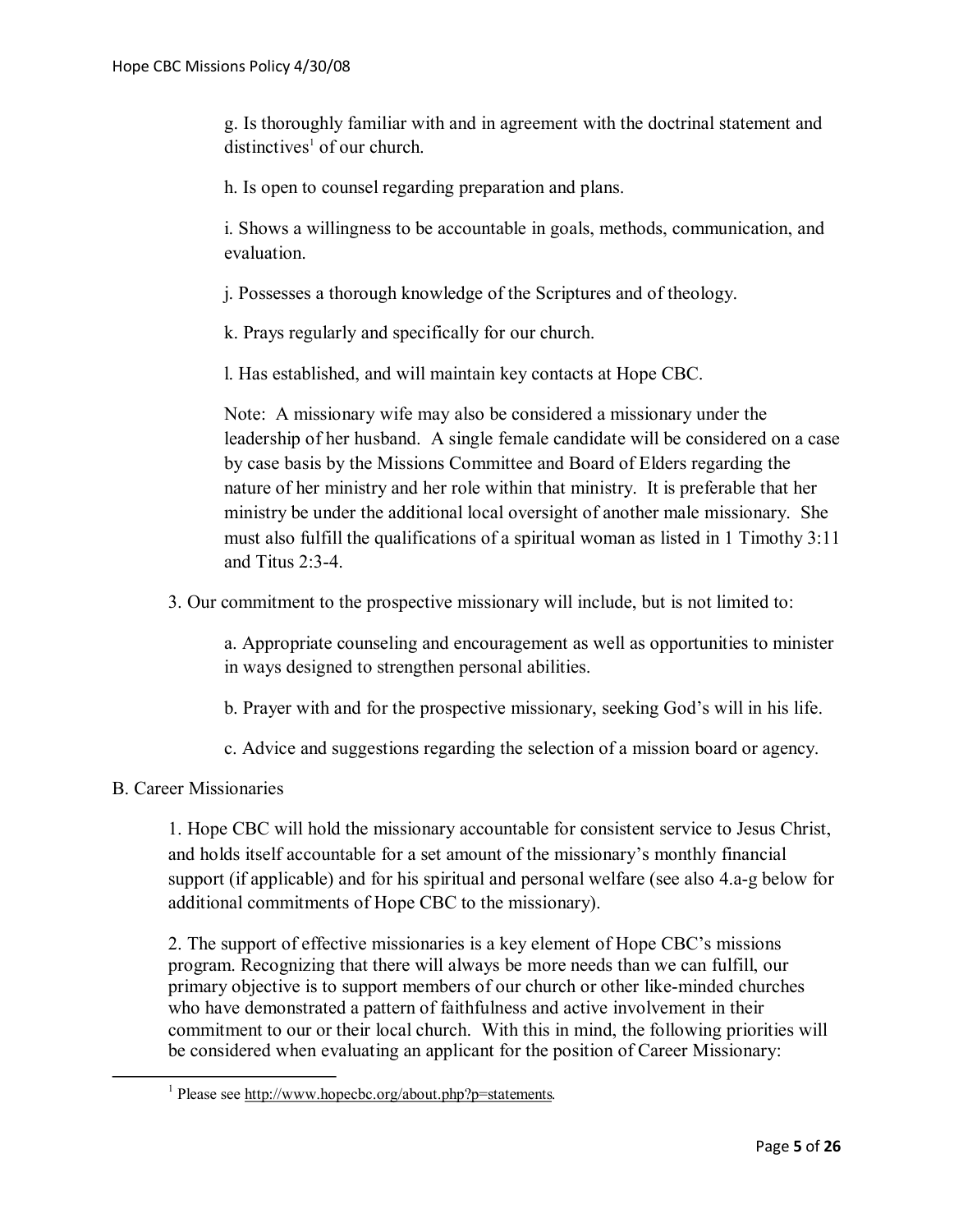g. Is thoroughly familiar with and in agreement with the doctrinal statement and distinctives[1] of our church.

h. Is open to counsel regarding preparation and plans.

i. Shows a willingness to be accountable in goals, methods, communication, and evaluation.

j. Possesses a thorough knowledge of the Scriptures and of theology.

k. Prays regularly and specifically for our church.

l. Has established, and will maintain key contacts at Hope CBC.

Note: A missionary wife may also be considered a missionary under the leadership of her husband. A single female candidate will be considered on a case by case basis by the Missions Committee and Board of Elders regarding the nature of her ministry and her role within that ministry. It is preferable that her ministry be under the additional local oversight of another male missionary. She must also fulfill the qualifications of a spiritual woman as listed in 1 Timothy 3:11 and Titus 2:3-4.

3. Our commitment to the prospective missionary will include, but is not limited to:

a. Appropriate counseling and encouragement as well as opportunities to minister in ways designed to strengthen personal abilities.

b. Prayer with and for the prospective missionary, seeking God's will in his life.

c. Advice and suggestions regarding the selection of a mission board or agency.

B. Career Missionaries

1. Hope CBC will hold the missionary accountable for consistent service to Jesus Christ, and holds itself accountable for a set amount of the missionary's monthly financial support (if applicable) and for his spiritual and personal welfare (see also 4.a-g below for additional commitments of Hope CBC to the missionary).

2. The support of effective missionaries is a key element of Hope CBC's missions program. Recognizing that there will always be more needs than we can fulfill, our primary objective is to support members of our church or other like-minded churches who have demonstrated a pattern of faithfulness and active involvement in their commitment to our or their local church. With this in mind, the following priorities will be considered when evaluating an applicant for the position of Career Missionary:

[1] Please see http://www.hopecbc.org/about.php?p=statements.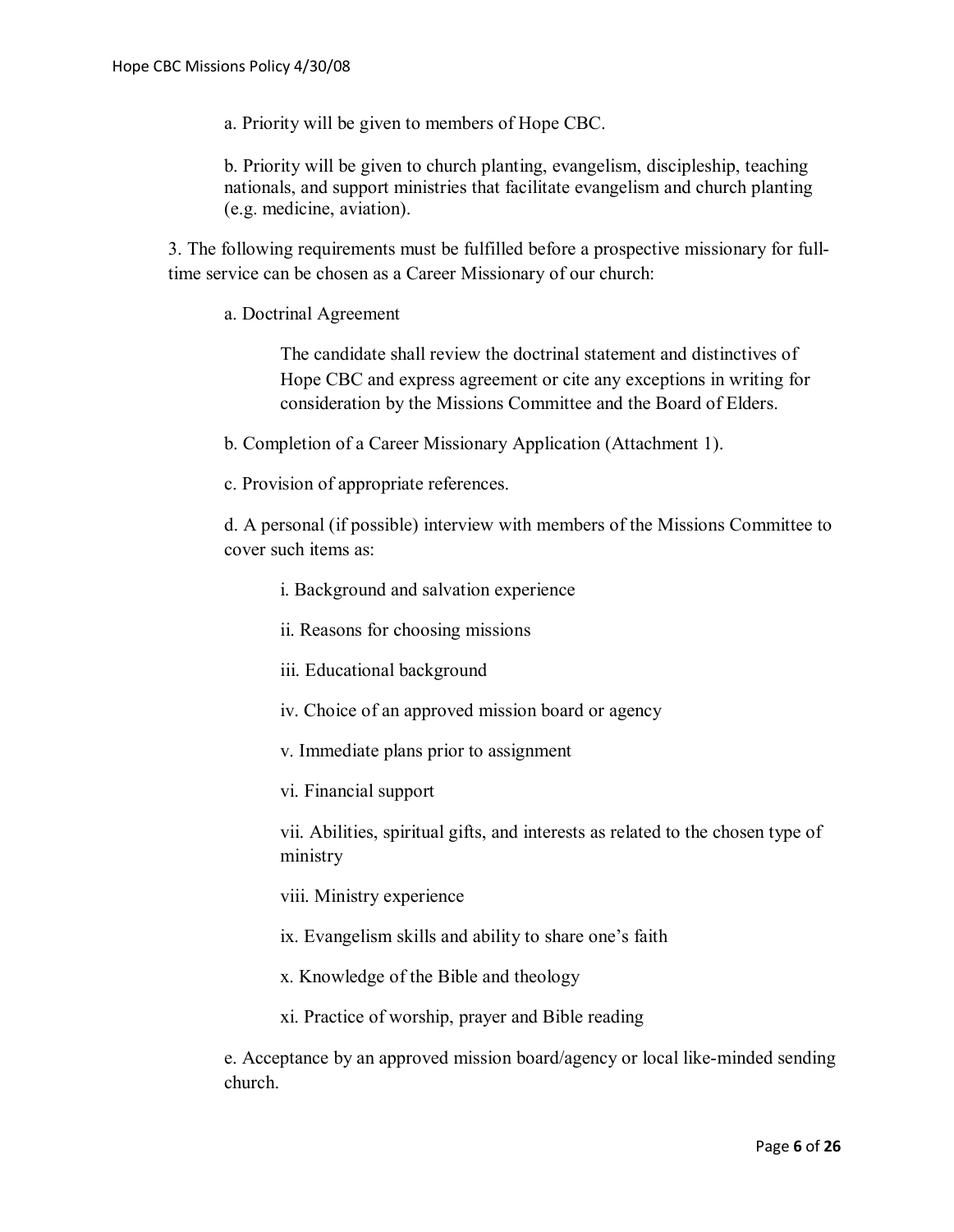a. Priority will be given to members of Hope CBC.

b. Priority will be given to church planting, evangelism, discipleship, teaching nationals, and support ministries that facilitate evangelism and church planting (e.g. medicine, aviation).

3. The following requirements must be fulfilled before a prospective missionary for full-time service can be chosen as a Career Missionary of our church:

   a. Doctrinal Agreement

      The candidate shall review the doctrinal statement and distinctives of Hope CBC and express agreement or cite any exceptions in writing for consideration by the Missions Committee and the Board of Elders.

   b. Completion of a Career Missionary Application (Attachment 1).

   c. Provision of appropriate references.

   d. A personal (if possible) interview with members of the Missions Committee to cover such items as:

      i. Background and salvation experience

      ii. Reasons for choosing missions

      iii. Educational background

      iv. Choice of an approved mission board or agency

      v. Immediate plans prior to assignment

      vi. Financial support

      vii. Abilities, spiritual gifts, and interests as related to the chosen type of ministry

      viii. Ministry experience

      ix. Evangelism skills and ability to share one's faith

      x. Knowledge of the Bible and theology

      xi. Practice of worship, prayer and Bible reading

   e. Acceptance by an approved mission board/agency or local like-minded sending church.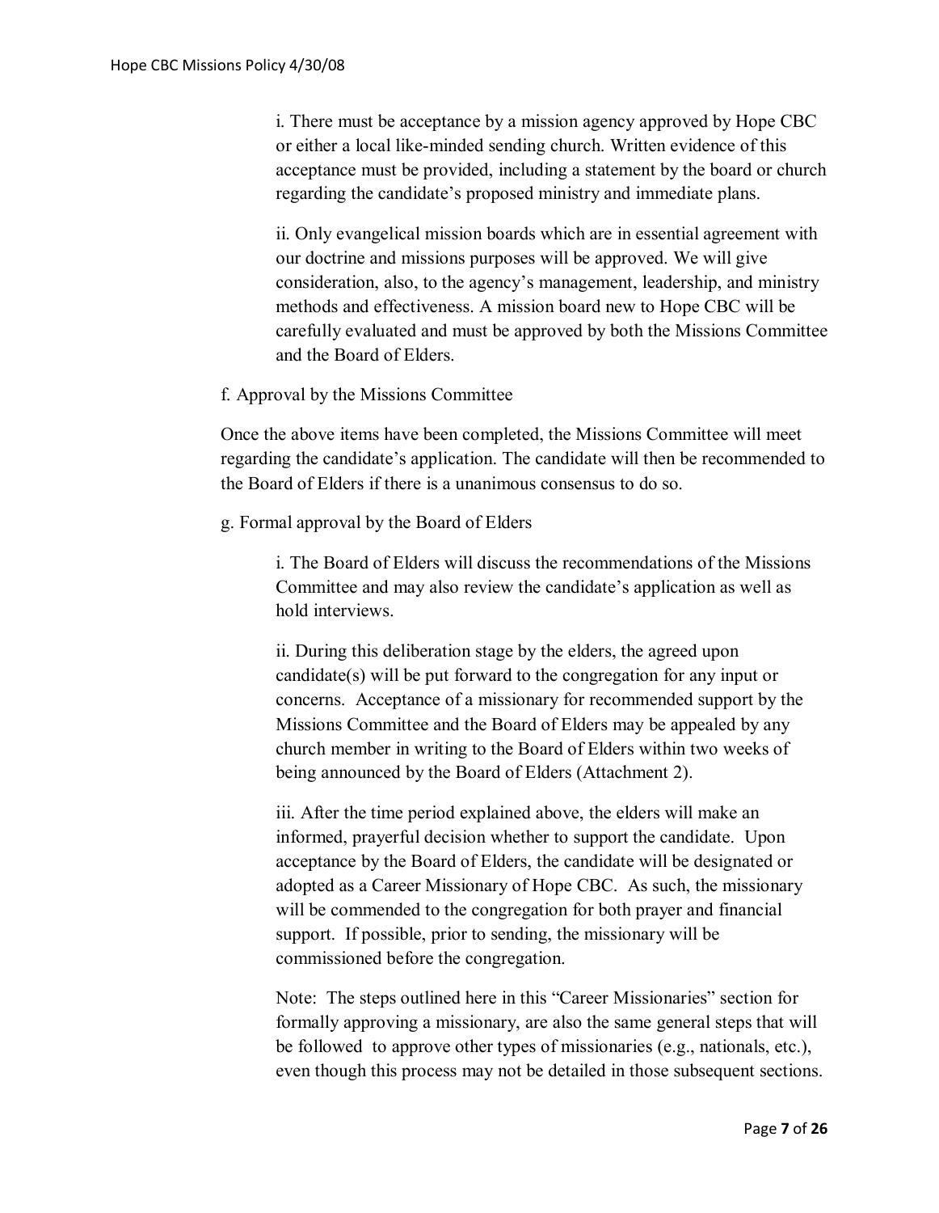i. There must be acceptance by a mission agency approved by Hope CBC or either a local like-minded sending church. Written evidence of this acceptance must be provided, including a statement by the board or church regarding the candidate's proposed ministry and immediate plans.

ii. Only evangelical mission boards which are in essential agreement with our doctrine and missions purposes will be approved. We will give consideration, also, to the agency's management, leadership, and ministry methods and effectiveness. A mission board new to Hope CBC will be carefully evaluated and must be approved by both the Missions Committee and the Board of Elders.

f. Approval by the Missions Committee

Once the above items have been completed, the Missions Committee will meet regarding the candidate's application. The candidate will then be recommended to the Board of Elders if there is a unanimous consensus to do so.

g. Formal approval by the Board of Elders

i. The Board of Elders will discuss the recommendations of the Missions Committee and may also review the candidate's application as well as hold interviews.

ii. During this deliberation stage by the elders, the agreed upon candidate(s) will be put forward to the congregation for any input or concerns. Acceptance of a missionary for recommended support by the Missions Committee and the Board of Elders may be appealed by any church member in writing to the Board of Elders within two weeks of being announced by the Board of Elders (Attachment 2).

iii. After the time period explained above, the elders will make an informed, prayerful decision whether to support the candidate. Upon acceptance by the Board of Elders, the candidate will be designated or adopted as a Career Missionary of Hope CBC. As such, the missionary will be commended to the congregation for both prayer and financial support. If possible, prior to sending, the missionary will be commissioned before the congregation.

Note: The steps outlined here in this "Career Missionaries" section for formally approving a missionary, are also the same general steps that will be followed to approve other types of missionaries (e.g., nationals, etc.), even though this process may not be detailed in those subsequent sections.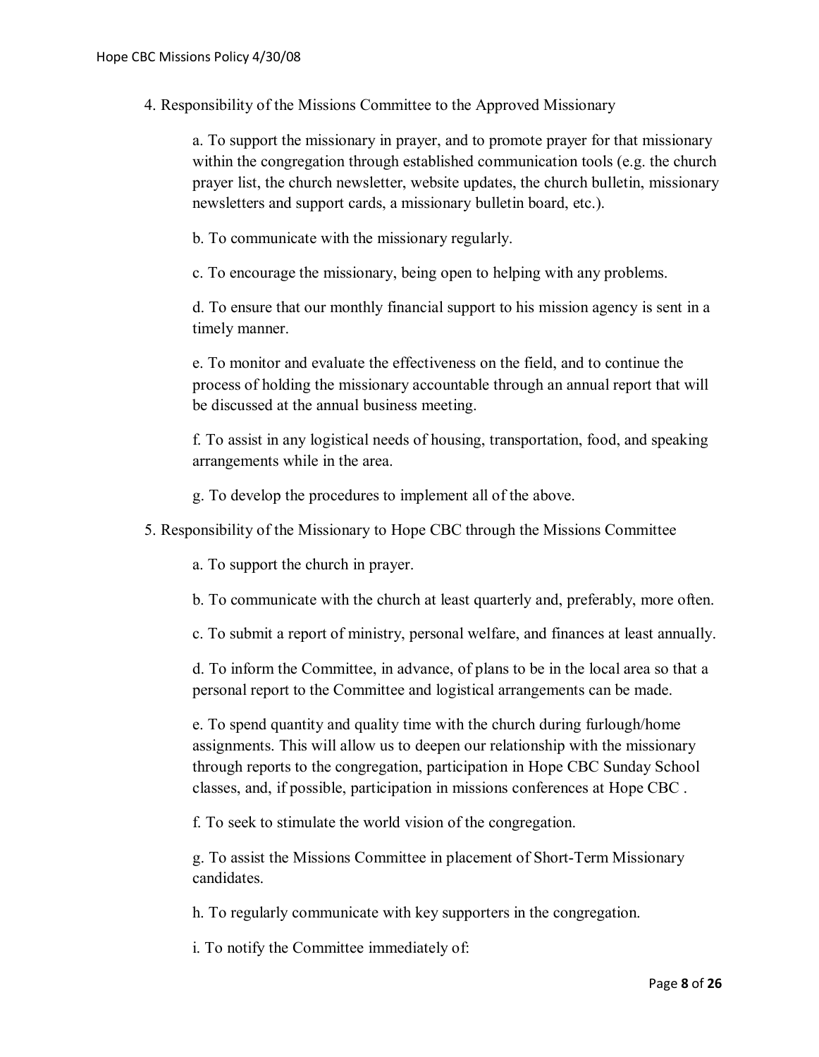4. Responsibility of the Missions Committee to the Approved Missionary

   a. To support the missionary in prayer, and to promote prayer for that missionary within the congregation through established communication tools (e.g. the church prayer list, the church newsletter, website updates, the church bulletin, missionary newsletters and support cards, a missionary bulletin board, etc.).

   b. To communicate with the missionary regularly.

   c. To encourage the missionary, being open to helping with any problems.

   d. To ensure that our monthly financial support to his mission agency is sent in a timely manner.

   e. To monitor and evaluate the effectiveness on the field, and to continue the process of holding the missionary accountable through an annual report that will be discussed at the annual business meeting.

   f. To assist in any logistical needs of housing, transportation, food, and speaking arrangements while in the area.

   g. To develop the procedures to implement all of the above.

5. Responsibility of the Missionary to Hope CBC through the Missions Committee

   a. To support the church in prayer.

   b. To communicate with the church at least quarterly and, preferably, more often.

   c. To submit a report of ministry, personal welfare, and finances at least annually.

   d. To inform the Committee, in advance, of plans to be in the local area so that a personal report to the Committee and logistical arrangements can be made.

   e. To spend quantity and quality time with the church during furlough/home assignments. This will allow us to deepen our relationship with the missionary through reports to the congregation, participation in Hope CBC Sunday School classes, and, if possible, participation in missions conferences at Hope CBC .

   f. To seek to stimulate the world vision of the congregation.

   g. To assist the Missions Committee in placement of Short-Term Missionary candidates.

   h. To regularly communicate with key supporters in the congregation.

   i. To notify the Committee immediately of: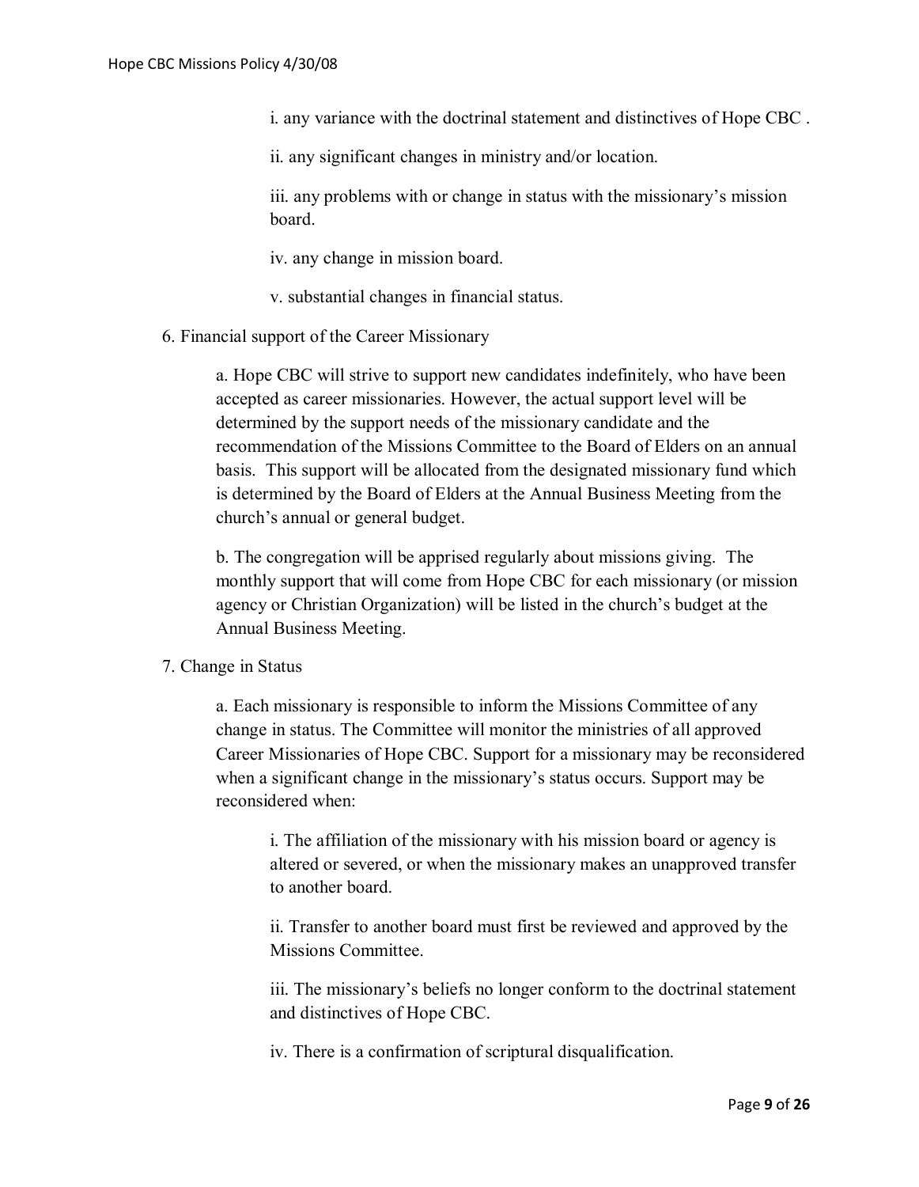i. any variance with the doctrinal statement and distinctives of Hope CBC .

ii. any significant changes in ministry and/or location.

iii. any problems with or change in status with the missionary's mission board.

iv. any change in mission board.

v. substantial changes in financial status.

6. Financial support of the Career Missionary

a. Hope CBC will strive to support new candidates indefinitely, who have been accepted as career missionaries. However, the actual support level will be determined by the support needs of the missionary candidate and the recommendation of the Missions Committee to the Board of Elders on an annual basis. This support will be allocated from the designated missionary fund which is determined by the Board of Elders at the Annual Business Meeting from the church's annual or general budget.

b. The congregation will be apprised regularly about missions giving. The monthly support that will come from Hope CBC for each missionary (or mission agency or Christian Organization) will be listed in the church's budget at the Annual Business Meeting.

7. Change in Status

a. Each missionary is responsible to inform the Missions Committee of any change in status. The Committee will monitor the ministries of all approved Career Missionaries of Hope CBC. Support for a missionary may be reconsidered when a significant change in the missionary's status occurs. Support may be reconsidered when:

i. The affiliation of the missionary with his mission board or agency is altered or severed, or when the missionary makes an unapproved transfer to another board.

ii. Transfer to another board must first be reviewed and approved by the Missions Committee.

iii. The missionary's beliefs no longer conform to the doctrinal statement and distinctives of Hope CBC.

iv. There is a confirmation of scriptural disqualification.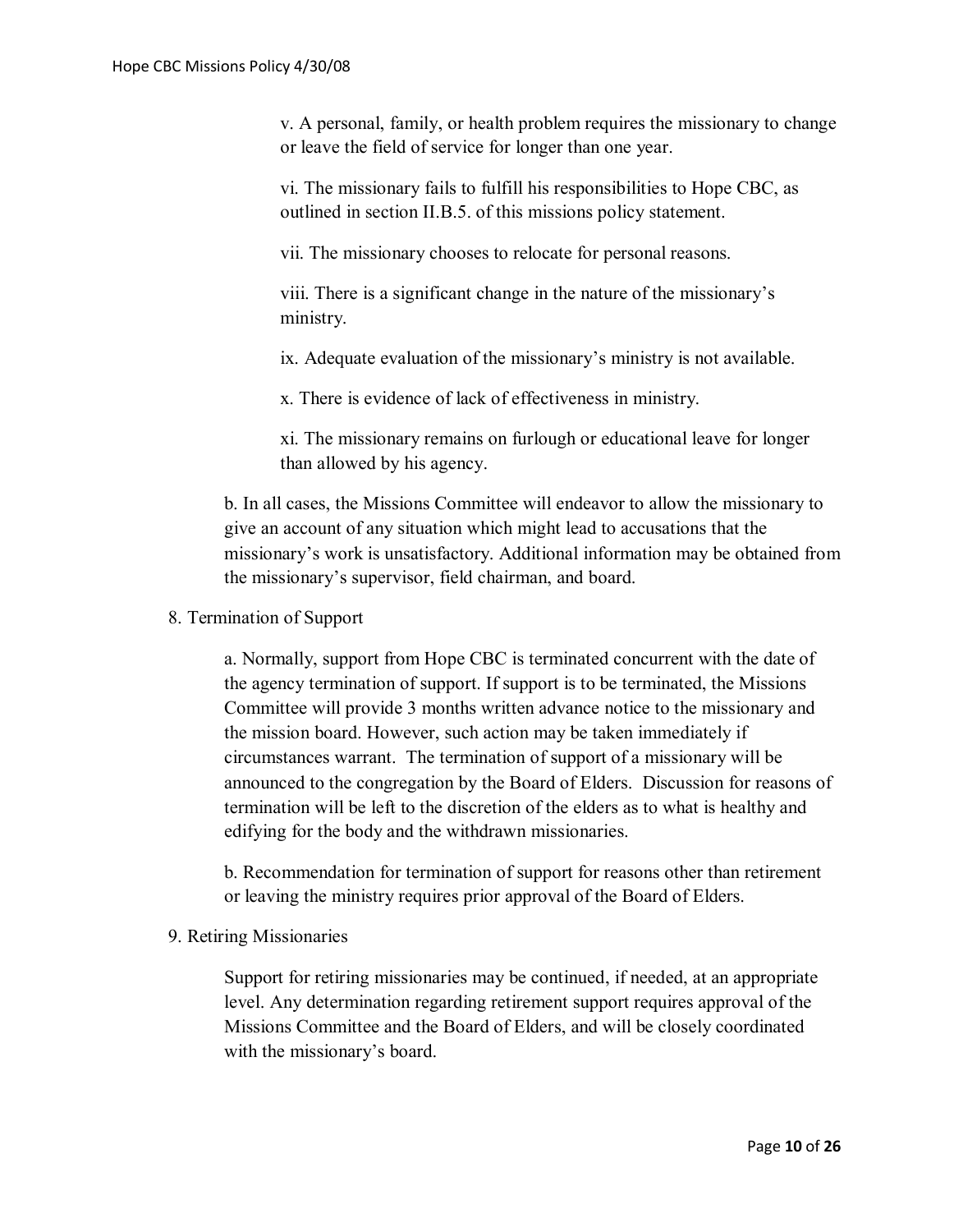v. A personal, family, or health problem requires the missionary to change or leave the field of service for longer than one year.

vi. The missionary fails to fulfill his responsibilities to Hope CBC, as outlined in section II.B.5. of this missions policy statement.

vii. The missionary chooses to relocate for personal reasons.

viii. There is a significant change in the nature of the missionary's ministry.

ix. Adequate evaluation of the missionary's ministry is not available.

x. There is evidence of lack of effectiveness in ministry.

xi. The missionary remains on furlough or educational leave for longer than allowed by his agency.

b. In all cases, the Missions Committee will endeavor to allow the missionary to give an account of any situation which might lead to accusations that the missionary's work is unsatisfactory. Additional information may be obtained from the missionary's supervisor, field chairman, and board.

8. Termination of Support

a. Normally, support from Hope CBC is terminated concurrent with the date of the agency termination of support. If support is to be terminated, the Missions Committee will provide 3 months written advance notice to the missionary and the mission board. However, such action may be taken immediately if circumstances warrant. The termination of support of a missionary will be announced to the congregation by the Board of Elders. Discussion for reasons of termination will be left to the discretion of the elders as to what is healthy and edifying for the body and the withdrawn missionaries.

b. Recommendation for termination of support for reasons other than retirement or leaving the ministry requires prior approval of the Board of Elders.

9. Retiring Missionaries

Support for retiring missionaries may be continued, if needed, at an appropriate level. Any determination regarding retirement support requires approval of the Missions Committee and the Board of Elders, and will be closely coordinated with the missionary's board.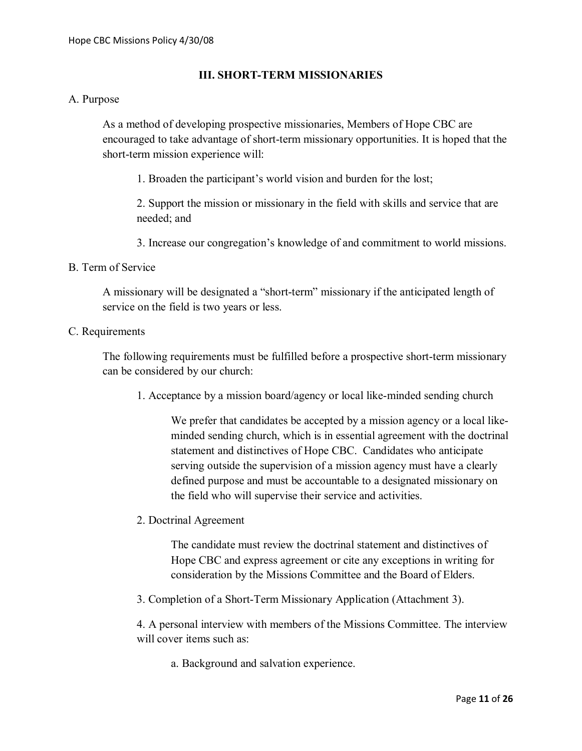## III. SHORT-TERM MISSIONARIES

A. Purpose

As a method of developing prospective missionaries, Members of Hope CBC are encouraged to take advantage of short-term missionary opportunities. It is hoped that the short-term mission experience will:

1. Broaden the participant's world vision and burden for the lost;

2. Support the mission or missionary in the field with skills and service that are needed; and

3. Increase our congregation's knowledge of and commitment to world missions.

B. Term of Service

A missionary will be designated a "short-term" missionary if the anticipated length of service on the field is two years or less.

C. Requirements

The following requirements must be fulfilled before a prospective short-term missionary can be considered by our church:

1. Acceptance by a mission board/agency or local like-minded sending church

We prefer that candidates be accepted by a mission agency or a local like-minded sending church, which is in essential agreement with the doctrinal statement and distinctives of Hope CBC. Candidates who anticipate serving outside the supervision of a mission agency must have a clearly defined purpose and must be accountable to a designated missionary on the field who will supervise their service and activities.

2. Doctrinal Agreement

The candidate must review the doctrinal statement and distinctives of Hope CBC and express agreement or cite any exceptions in writing for consideration by the Missions Committee and the Board of Elders.

3. Completion of a Short-Term Missionary Application (Attachment 3).

4. A personal interview with members of the Missions Committee. The interview will cover items such as:

a. Background and salvation experience.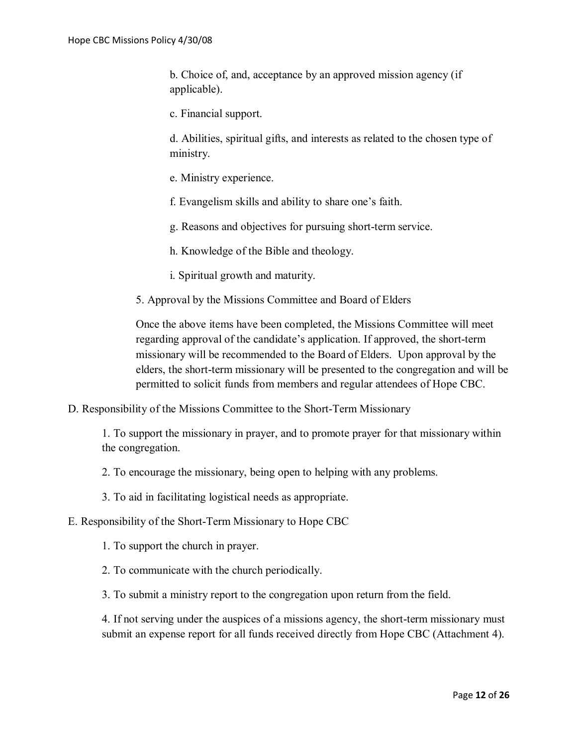b. Choice of, and, acceptance by an approved mission agency (if applicable).

c. Financial support.

d. Abilities, spiritual gifts, and interests as related to the chosen type of ministry.

e. Ministry experience.

f. Evangelism skills and ability to share one's faith.

g. Reasons and objectives for pursuing short-term service.

h. Knowledge of the Bible and theology.

i. Spiritual growth and maturity.

5. Approval by the Missions Committee and Board of Elders

Once the above items have been completed, the Missions Committee will meet regarding approval of the candidate's application. If approved, the short-term missionary will be recommended to the Board of Elders. Upon approval by the elders, the short-term missionary will be presented to the congregation and will be permitted to solicit funds from members and regular attendees of Hope CBC.

D. Responsibility of the Missions Committee to the Short-Term Missionary

1. To support the missionary in prayer, and to promote prayer for that missionary within the congregation.

2. To encourage the missionary, being open to helping with any problems.

3. To aid in facilitating logistical needs as appropriate.

E. Responsibility of the Short-Term Missionary to Hope CBC

1. To support the church in prayer.

2. To communicate with the church periodically.

3. To submit a ministry report to the congregation upon return from the field.

4. If not serving under the auspices of a missions agency, the short-term missionary must submit an expense report for all funds received directly from Hope CBC (Attachment 4).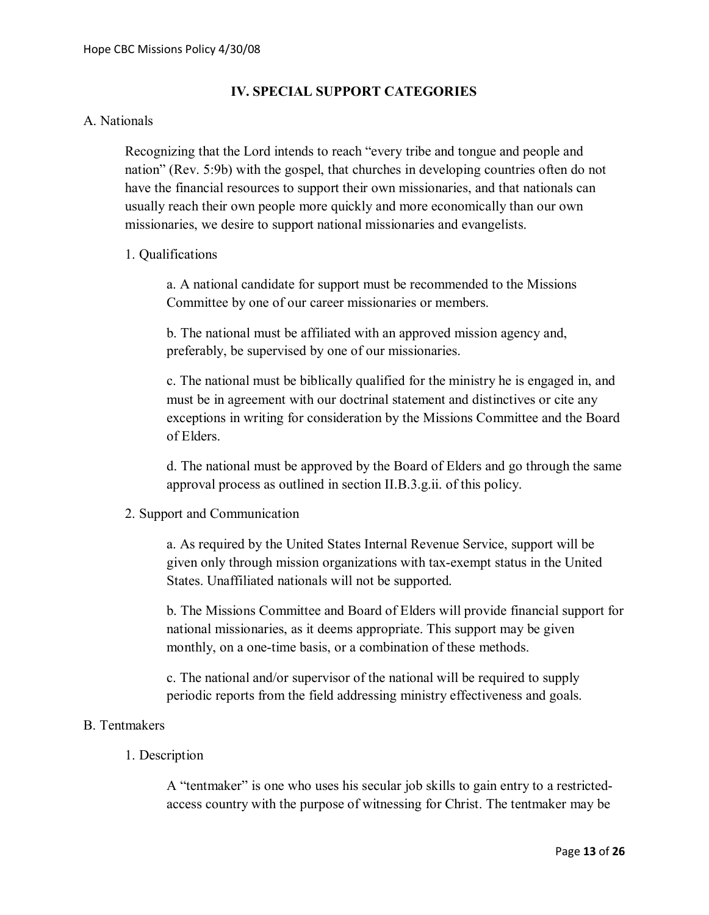## IV. SPECIAL SUPPORT CATEGORIES

A. Nationals

Recognizing that the Lord intends to reach "every tribe and tongue and people and nation" (Rev. 5:9b) with the gospel, that churches in developing countries often do not have the financial resources to support their own missionaries, and that nationals can usually reach their own people more quickly and more economically than our own missionaries, we desire to support national missionaries and evangelists.

1. Qualifications

a. A national candidate for support must be recommended to the Missions Committee by one of our career missionaries or members.

b. The national must be affiliated with an approved mission agency and, preferably, be supervised by one of our missionaries.

c. The national must be biblically qualified for the ministry he is engaged in, and must be in agreement with our doctrinal statement and distinctives or cite any exceptions in writing for consideration by the Missions Committee and the Board of Elders.

d. The national must be approved by the Board of Elders and go through the same approval process as outlined in section II.B.3.g.ii. of this policy.

2. Support and Communication

a. As required by the United States Internal Revenue Service, support will be given only through mission organizations with tax-exempt status in the United States. Unaffiliated nationals will not be supported.

b. The Missions Committee and Board of Elders will provide financial support for national missionaries, as it deems appropriate. This support may be given monthly, on a one-time basis, or a combination of these methods.

c. The national and/or supervisor of the national will be required to supply periodic reports from the field addressing ministry effectiveness and goals.

B. Tentmakers

1. Description

A "tentmaker" is one who uses his secular job skills to gain entry to a restricted-access country with the purpose of witnessing for Christ. The tentmaker may be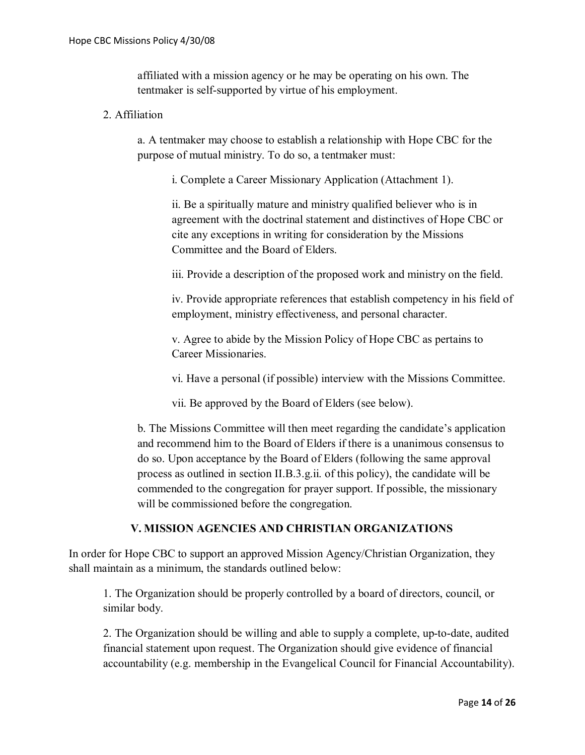affiliated with a mission agency or he may be operating on his own. The tentmaker is self-supported by virtue of his employment.

2. Affiliation

a. A tentmaker may choose to establish a relationship with Hope CBC for the purpose of mutual ministry. To do so, a tentmaker must:

i. Complete a Career Missionary Application (Attachment 1).

ii. Be a spiritually mature and ministry qualified believer who is in agreement with the doctrinal statement and distinctives of Hope CBC or cite any exceptions in writing for consideration by the Missions Committee and the Board of Elders.

iii. Provide a description of the proposed work and ministry on the field.

iv. Provide appropriate references that establish competency in his field of employment, ministry effectiveness, and personal character.

v. Agree to abide by the Mission Policy of Hope CBC as pertains to Career Missionaries.

vi. Have a personal (if possible) interview with the Missions Committee.

vii. Be approved by the Board of Elders (see below).

b. The Missions Committee will then meet regarding the candidate's application and recommend him to the Board of Elders if there is a unanimous consensus to do so. Upon acceptance by the Board of Elders (following the same approval process as outlined in section II.B.3.g.ii. of this policy), the candidate will be commended to the congregation for prayer support. If possible, the missionary will be commissioned before the congregation.

## V. MISSION AGENCIES AND CHRISTIAN ORGANIZATIONS

In order for Hope CBC to support an approved Mission Agency/Christian Organization, they shall maintain as a minimum, the standards outlined below:

1. The Organization should be properly controlled by a board of directors, council, or similar body.

2. The Organization should be willing and able to supply a complete, up-to-date, audited financial statement upon request. The Organization should give evidence of financial accountability (e.g. membership in the Evangelical Council for Financial Accountability).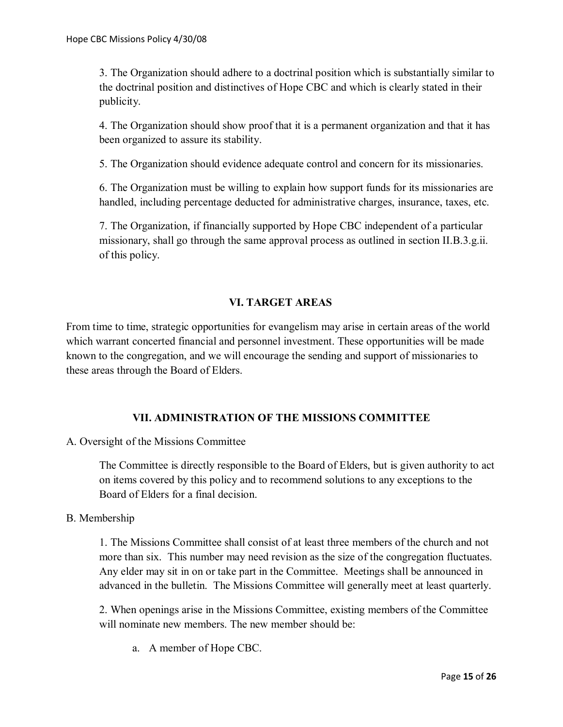3. The Organization should adhere to a doctrinal position which is substantially similar to the doctrinal position and distinctives of Hope CBC and which is clearly stated in their publicity.

4. The Organization should show proof that it is a permanent organization and that it has been organized to assure its stability.

5. The Organization should evidence adequate control and concern for its missionaries.

6. The Organization must be willing to explain how support funds for its missionaries are handled, including percentage deducted for administrative charges, insurance, taxes, etc.

7. The Organization, if financially supported by Hope CBC independent of a particular missionary, shall go through the same approval process as outlined in section II.B.3.g.ii. of this policy.

## VI. TARGET AREAS

From time to time, strategic opportunities for evangelism may arise in certain areas of the world which warrant concerted financial and personnel investment. These opportunities will be made known to the congregation, and we will encourage the sending and support of missionaries to these areas through the Board of Elders.

## VII. ADMINISTRATION OF THE MISSIONS COMMITTEE

A. Oversight of the Missions Committee

The Committee is directly responsible to the Board of Elders, but is given authority to act on items covered by this policy and to recommend solutions to any exceptions to the Board of Elders for a final decision.

B. Membership

1. The Missions Committee shall consist of at least three members of the church and not more than six. This number may need revision as the size of the congregation fluctuates. Any elder may sit in on or take part in the Committee. Meetings shall be announced in advanced in the bulletin. The Missions Committee will generally meet at least quarterly.

2. When openings arise in the Missions Committee, existing members of the Committee will nominate new members. The new member should be:

a. A member of Hope CBC.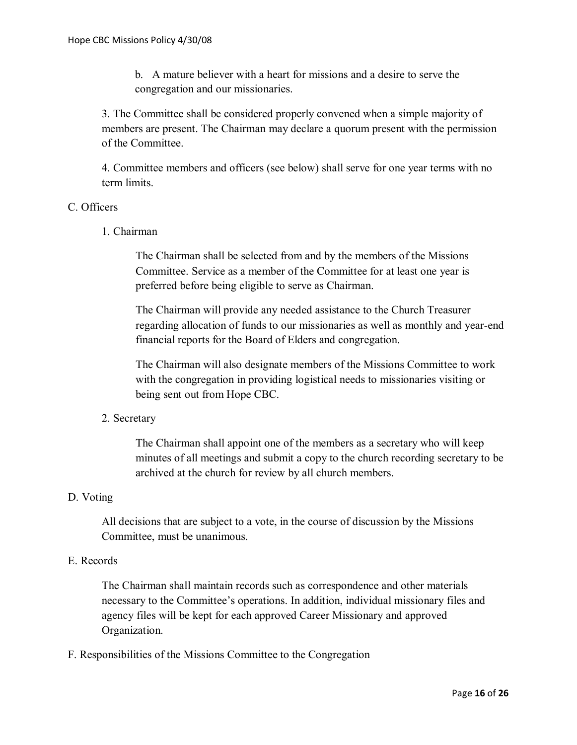b. A mature believer with a heart for missions and a desire to serve the congregation and our missionaries.

3. The Committee shall be considered properly convened when a simple majority of members are present. The Chairman may declare a quorum present with the permission of the Committee.

4. Committee members and officers (see below) shall serve for one year terms with no term limits.

C. Officers

1. Chairman

The Chairman shall be selected from and by the members of the Missions Committee. Service as a member of the Committee for at least one year is preferred before being eligible to serve as Chairman.

The Chairman will provide any needed assistance to the Church Treasurer regarding allocation of funds to our missionaries as well as monthly and year-end financial reports for the Board of Elders and congregation.

The Chairman will also designate members of the Missions Committee to work with the congregation in providing logistical needs to missionaries visiting or being sent out from Hope CBC.

2. Secretary

The Chairman shall appoint one of the members as a secretary who will keep minutes of all meetings and submit a copy to the church recording secretary to be archived at the church for review by all church members.

D. Voting

All decisions that are subject to a vote, in the course of discussion by the Missions Committee, must be unanimous.

E. Records

The Chairman shall maintain records such as correspondence and other materials necessary to the Committee's operations. In addition, individual missionary files and agency files will be kept for each approved Career Missionary and approved Organization.

F. Responsibilities of the Missions Committee to the Congregation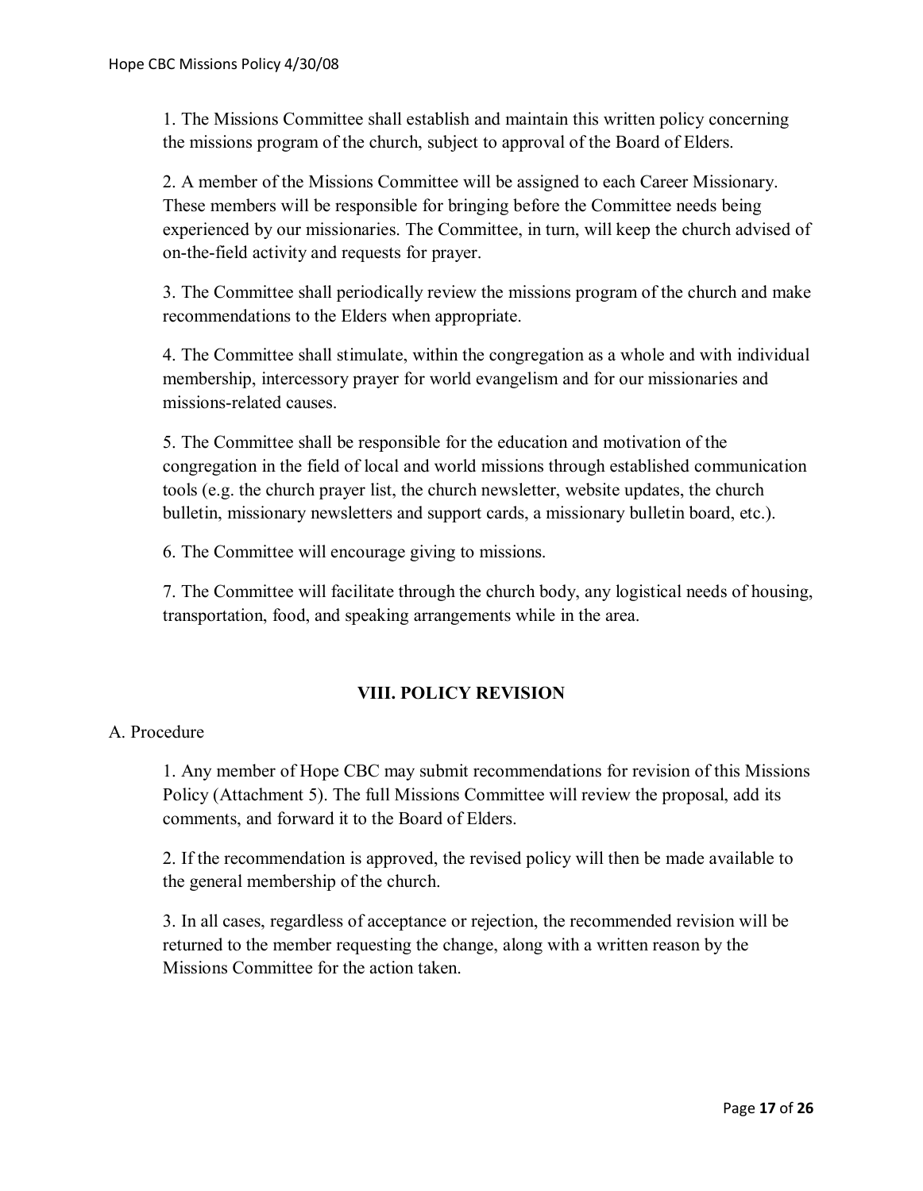1. The Missions Committee shall establish and maintain this written policy concerning the missions program of the church, subject to approval of the Board of Elders.

2. A member of the Missions Committee will be assigned to each Career Missionary. These members will be responsible for bringing before the Committee needs being experienced by our missionaries. The Committee, in turn, will keep the church advised of on-the-field activity and requests for prayer.

3. The Committee shall periodically review the missions program of the church and make recommendations to the Elders when appropriate.

4. The Committee shall stimulate, within the congregation as a whole and with individual membership, intercessory prayer for world evangelism and for our missionaries and missions-related causes.

5. The Committee shall be responsible for the education and motivation of the congregation in the field of local and world missions through established communication tools (e.g. the church prayer list, the church newsletter, website updates, the church bulletin, missionary newsletters and support cards, a missionary bulletin board, etc.).

6. The Committee will encourage giving to missions.

7. The Committee will facilitate through the church body, any logistical needs of housing, transportation, food, and speaking arrangements while in the area.

## VIII. POLICY REVISION

A. Procedure

1. Any member of Hope CBC may submit recommendations for revision of this Missions Policy (Attachment 5). The full Missions Committee will review the proposal, add its comments, and forward it to the Board of Elders.

2. If the recommendation is approved, the revised policy will then be made available to the general membership of the church.

3. In all cases, regardless of acceptance or rejection, the recommended revision will be returned to the member requesting the change, along with a written reason by the Missions Committee for the action taken.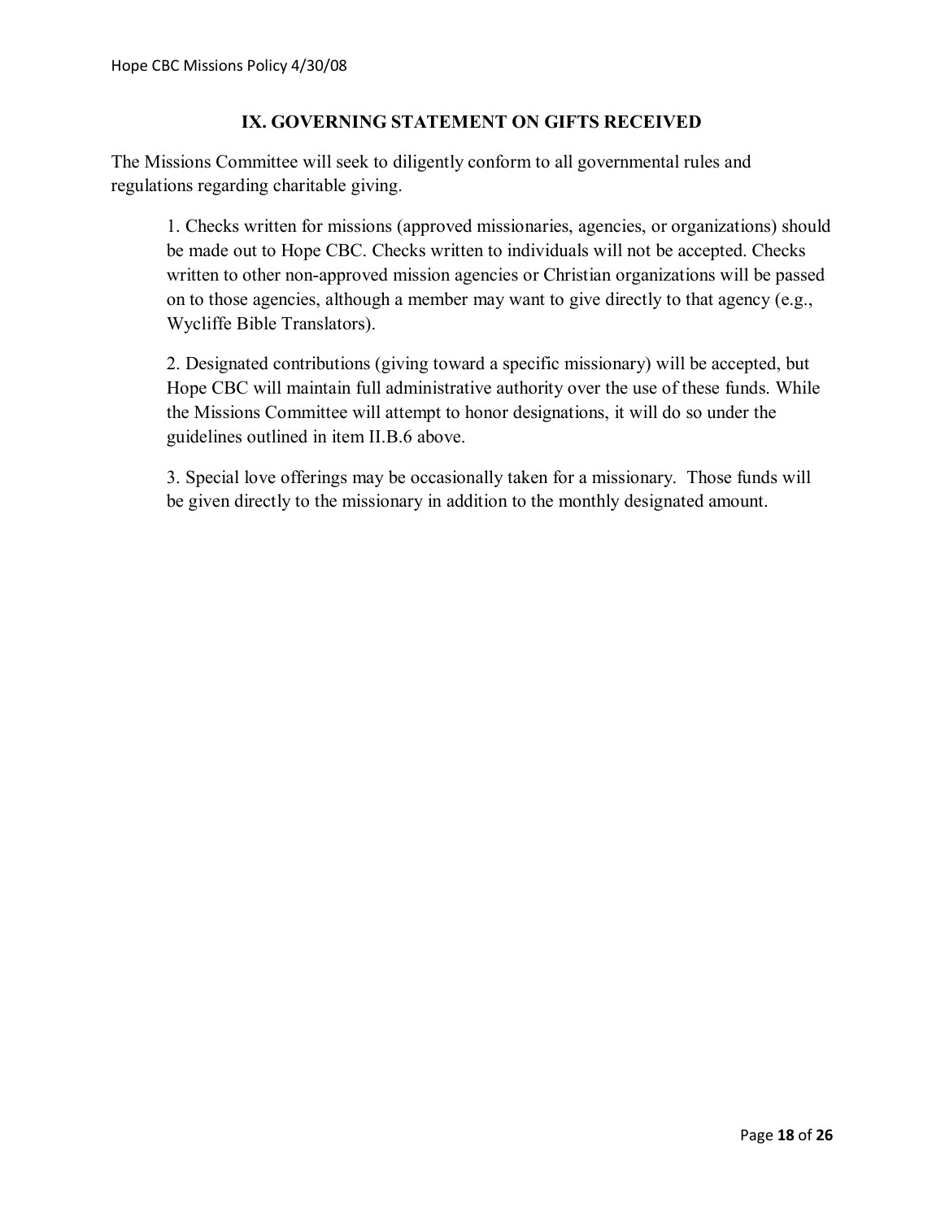## IX. GOVERNING STATEMENT ON GIFTS RECEIVED

The Missions Committee will seek to diligently conform to all governmental rules and regulations regarding charitable giving.

1. Checks written for missions (approved missionaries, agencies, or organizations) should be made out to Hope CBC. Checks written to individuals will not be accepted. Checks written to other non-approved mission agencies or Christian organizations will be passed on to those agencies, although a member may want to give directly to that agency (e.g., Wycliffe Bible Translators).

2. Designated contributions (giving toward a specific missionary) will be accepted, but Hope CBC will maintain full administrative authority over the use of these funds. While the Missions Committee will attempt to honor designations, it will do so under the guidelines outlined in item II.B.6 above.

3. Special love offerings may be occasionally taken for a missionary. Those funds will be given directly to the missionary in addition to the monthly designated amount.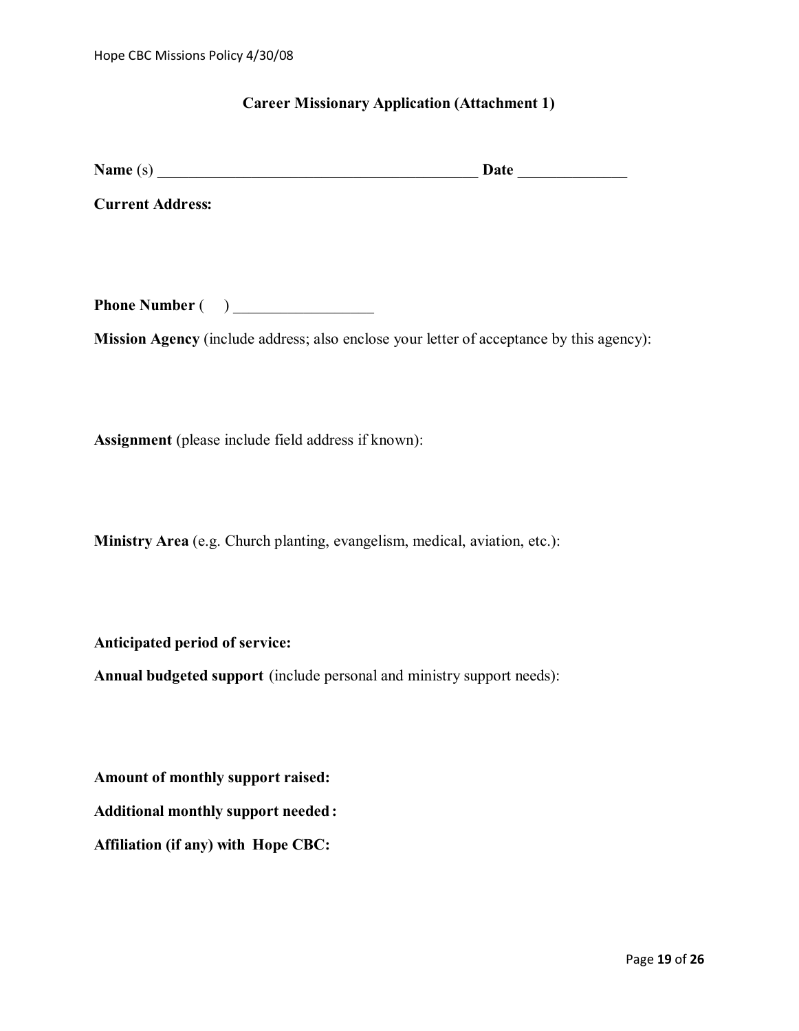## Career Missionary Application (Attachment 1)

**Name** (s) __________________________________________ **Date** ______________

**Current Address:**

**Phone Number** (     ) __________________

**Mission Agency** (include address; also enclose your letter of acceptance by this agency):

**Assignment** (please include field address if known):

**Ministry Area** (e.g. Church planting, evangelism, medical, aviation, etc.):

**Anticipated period of service:**

**Annual budgeted support** (include personal and ministry support needs):

**Amount of monthly support raised:**

**Additional monthly support needed:**

**Affiliation (if any) with Hope CBC:**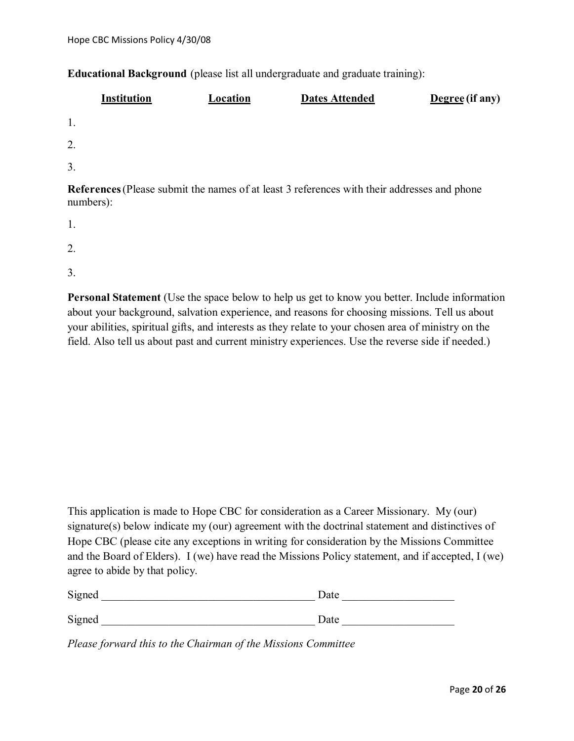**Educational Background** (please list all undergraduate and graduate training):

| Institution | Location | Dates Attended | Degree (if any) |
|---|---|---|---|
| 1. | | | |
| 2. | | | |
| 3. | | | |

**References** (Please submit the names of at least 3 references with their addresses and phone numbers):

1.

2.

3.

**Personal Statement** (Use the space below to help us get to know you better. Include information about your background, salvation experience, and reasons for choosing missions. Tell us about your abilities, spiritual gifts, and interests as they relate to your chosen area of ministry on the field. Also tell us about past and current ministry experiences. Use the reverse side if needed.)

This application is made to Hope CBC for consideration as a Career Missionary. My (our) signature(s) below indicate my (our) agreement with the doctrinal statement and distinctives of Hope CBC (please cite any exceptions in writing for consideration by the Missions Committee and the Board of Elders). I (we) have read the Missions Policy statement, and if accepted, I (we) agree to abide by that policy.

Signed ______________________________________ Date ___________________

Signed ______________________________________ Date ___________________

*Please forward this to the Chairman of the Missions Committee*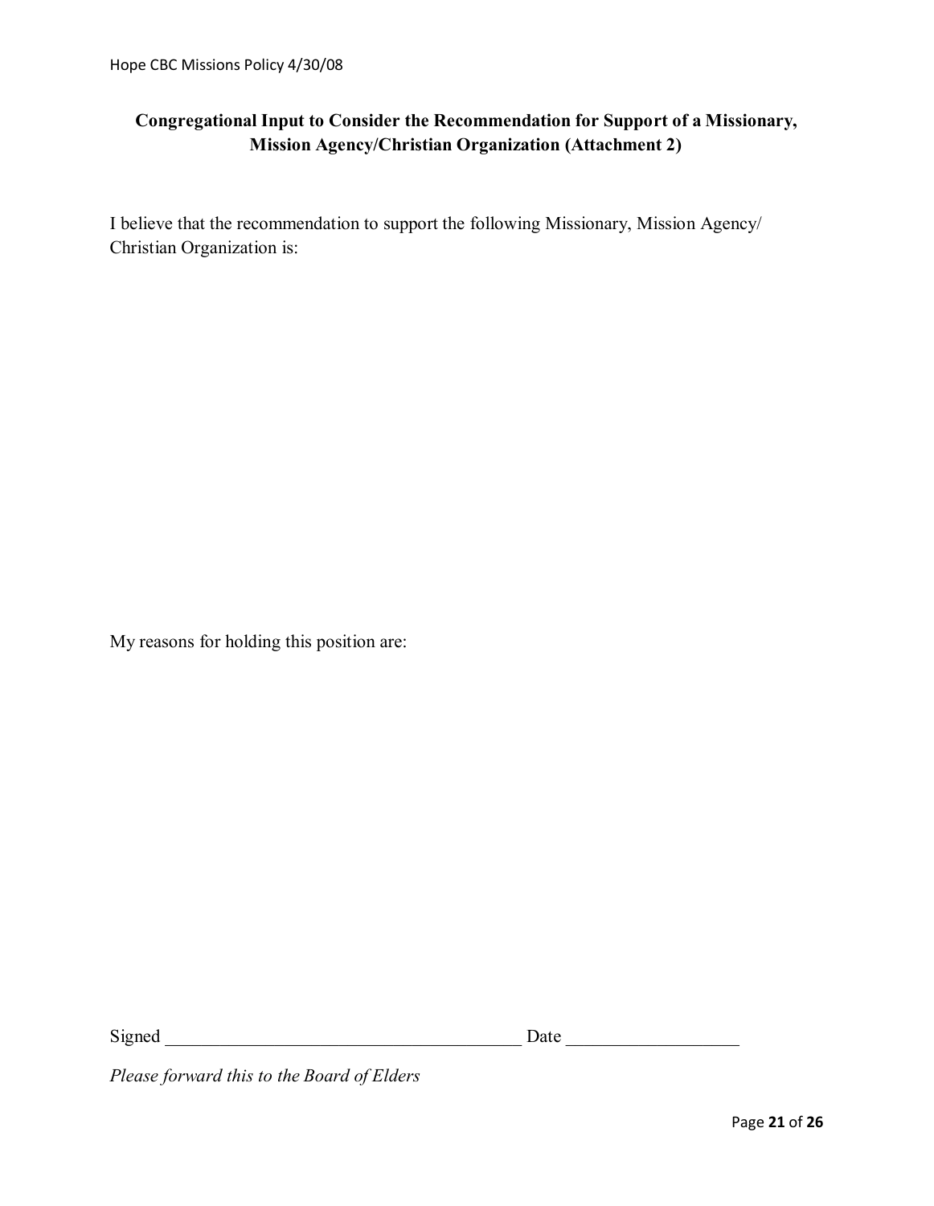**Congregational Input to Consider the Recommendation for Support of a Missionary, Mission Agency/Christian Organization (Attachment 2)**

I believe that the recommendation to support the following Missionary, Mission Agency/ Christian Organization is:

My reasons for holding this position are:

Signed ______________________________________ Date __________________

*Please forward this to the Board of Elders*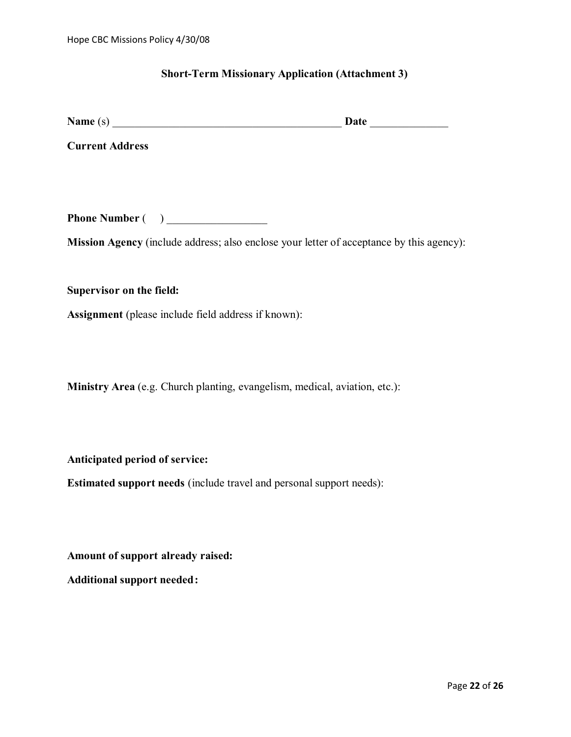## Short-Term Missionary Application (Attachment 3)

**Name** (s) __________________________________________ **Date** ______________

**Current Address**

**Phone Number** (    ) __________________

**Mission Agency** (include address; also enclose your letter of acceptance by this agency):

**Supervisor on the field:**

**Assignment** (please include field address if known):

**Ministry Area** (e.g. Church planting, evangelism, medical, aviation, etc.):

**Anticipated period of service:**

**Estimated support needs** (include travel and personal support needs):

**Amount of support already raised:**

**Additional support needed:**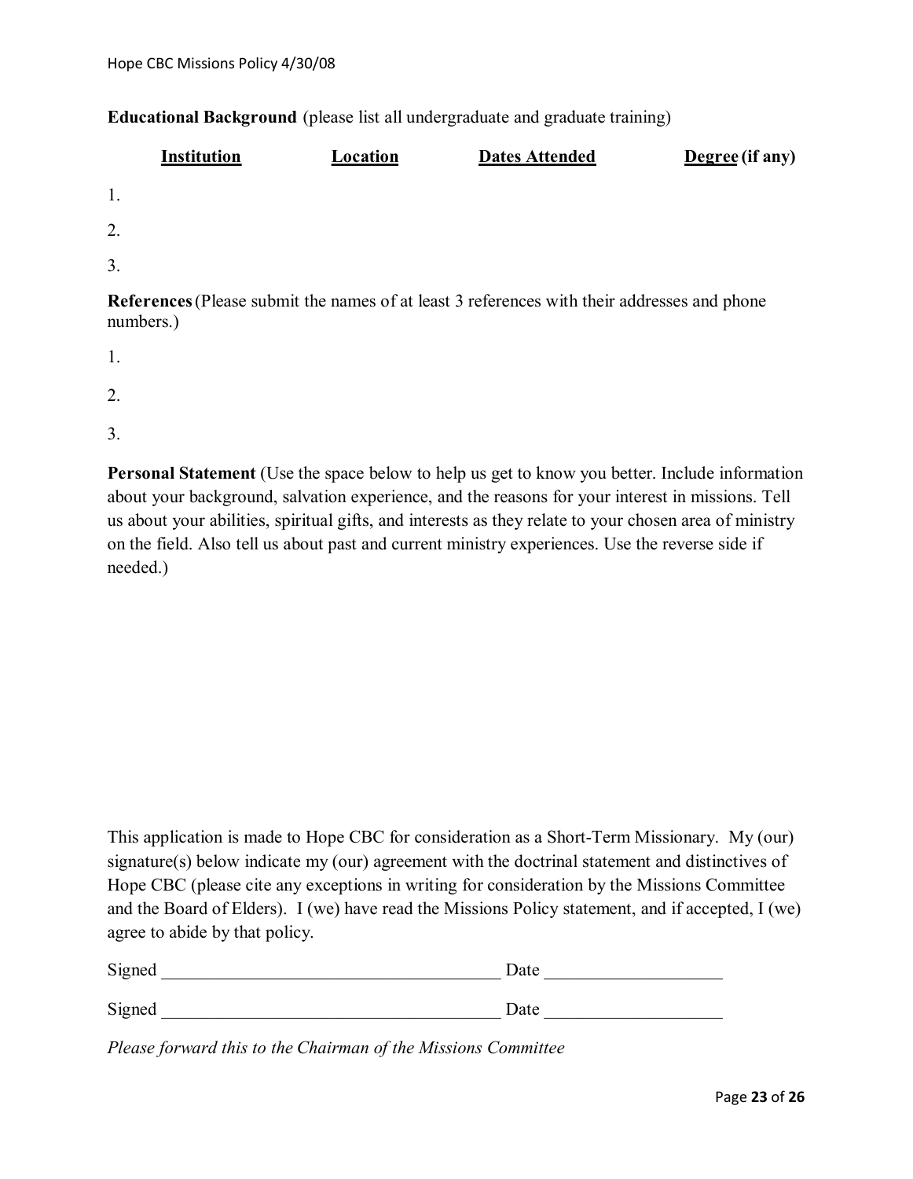**Educational Background** (please list all undergraduate and graduate training)

| Institution | Location | Dates Attended | Degree (if any) |
|---|---|---|---|
| 1. | | | |
| 2. | | | |
| 3. | | | |

**References** (Please submit the names of at least 3 references with their addresses and phone numbers.)

1.

2.

3.

**Personal Statement** (Use the space below to help us get to know you better. Include information about your background, salvation experience, and the reasons for your interest in missions. Tell us about your abilities, spiritual gifts, and interests as they relate to your chosen area of ministry on the field. Also tell us about past and current ministry experiences. Use the reverse side if needed.)

This application is made to Hope CBC for consideration as a Short-Term Missionary. My (our) signature(s) below indicate my (our) agreement with the doctrinal statement and distinctives of Hope CBC (please cite any exceptions in writing for consideration by the Missions Committee and the Board of Elders). I (we) have read the Missions Policy statement, and if accepted, I (we) agree to abide by that policy.

Signed ______________________________________ Date ____________________

Signed ______________________________________ Date ____________________

*Please forward this to the Chairman of the Missions Committee*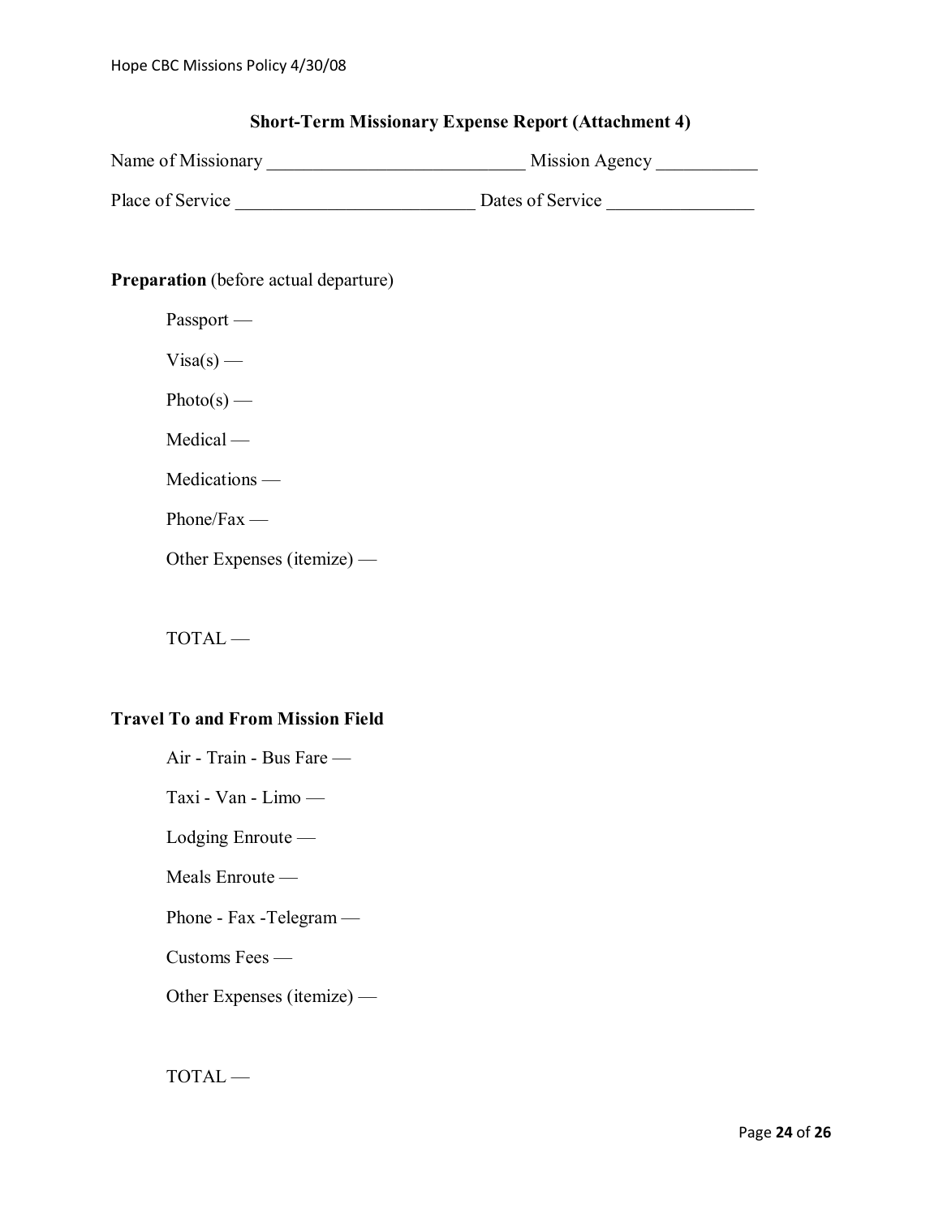## Short-Term Missionary Expense Report (Attachment 4)

Name of Missionary ___________________________ Mission Agency ___________

Place of Service _________________________ Dates of Service _______________

**Preparation** (before actual departure)

Passport —

Visa(s) —

Photo(s) —

Medical —

Medications —

Phone/Fax —

Other Expenses (itemize) —

TOTAL —

**Travel To and From Mission Field**

Air - Train - Bus Fare —

Taxi - Van - Limo —

Lodging Enroute —

Meals Enroute —

Phone - Fax -Telegram —

Customs Fees —

Other Expenses (itemize) —

TOTAL —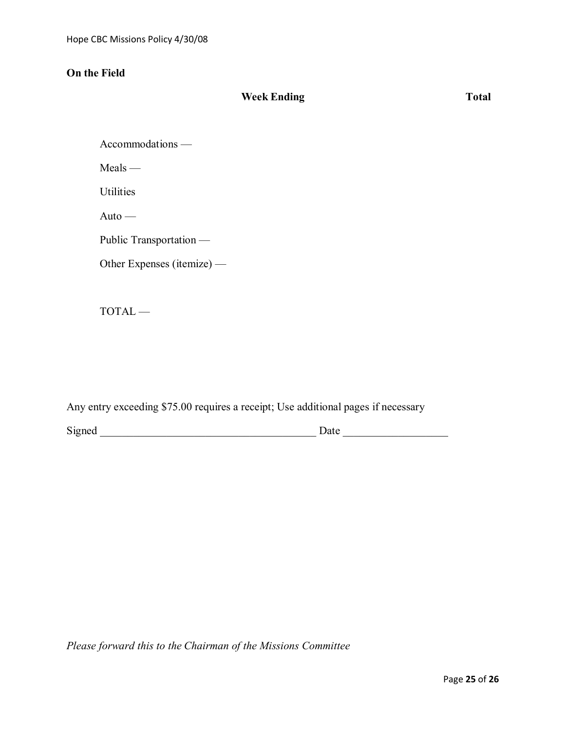**On the Field**

| | Week Ending | Total |
|---|---|---|
| Accommodations — | | |
| Meals — | | |
| Utilities | | |
| Auto — | | |
| Public Transportation — | | |
| Other Expenses (itemize) — | | |
| TOTAL — | | |

Any entry exceeding $75.00 requires a receipt; Use additional pages if necessary

Signed ________________________________________ Date ___________________

*Please forward this to the Chairman of the Missions Committee*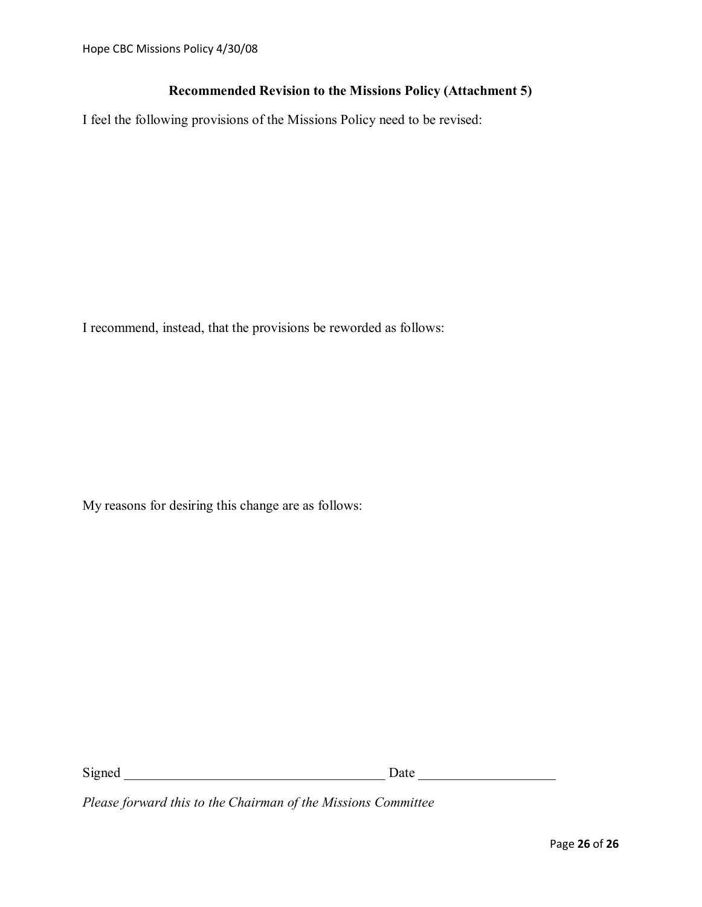## Recommended Revision to the Missions Policy (Attachment 5)

I feel the following provisions of the Missions Policy need to be revised:

I recommend, instead, that the provisions be reworded as follows:

My reasons for desiring this change are as follows:

Signed ______________________________________ Date ____________________

*Please forward this to the Chairman of the Missions Committee*